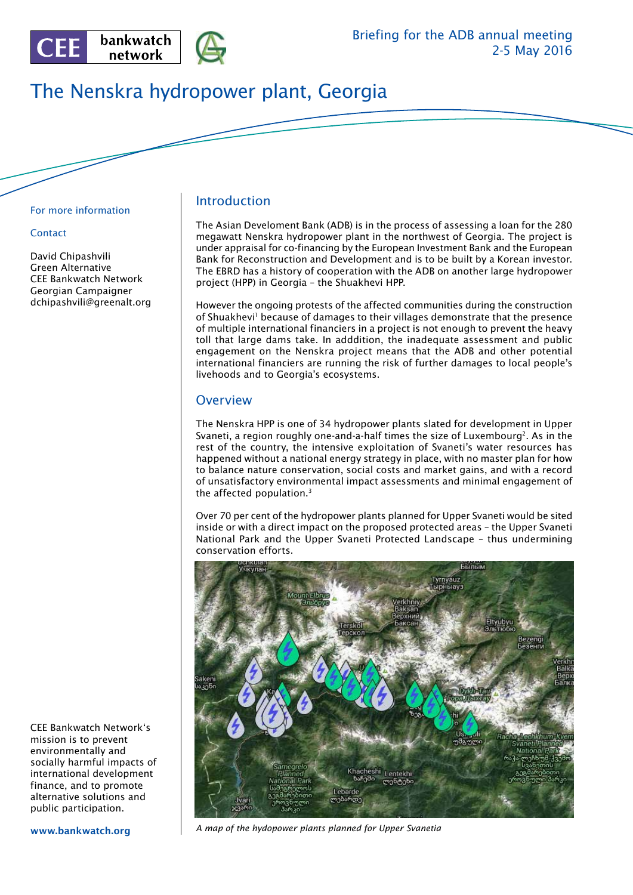Briefing for the ADB annual meeting
2-5 May 2016

# The Nenskra hydropower plant, Georgia

For more information

Contact

David Chipashvili
Green Alternative
CEE Bankwatch Network
Georgian Campaigner
dchipashvili@greenalt.org

## Introduction

The Asian Develoment Bank (ADB) is in the process of assessing a loan for the 280 megawatt Nenskra hydropower plant in the northwest of Georgia. The project is under appraisal for co-financing by the European Investment Bank and the European Bank for Reconstruction and Development and is to be built by a Korean investor. The EBRD has a history of cooperation with the ADB on another large hydropower project (HPP) in Georgia – the Shuakhevi HPP.

However the ongoing protests of the affected communities during the construction of Shuakhevi[1] because of damages to their villages demonstrate that the presence of multiple international financiers in a project is not enough to prevent the heavy toll that large dams take. In adddition, the inadequate assessment and public engagement on the Nenskra project means that the ADB and other potential international financiers are running the risk of further damages to local people's livehoods and to Georgia's ecosystems.

## Overview

The Nenskra HPP is one of 34 hydropower plants slated for development in Upper Svaneti, a region roughly one-and-a-half times the size of Luxembourg[2]. As in the rest of the country, the intensive exploitation of Svaneti's water resources has happened without a national energy strategy in place, with no master plan for how to balance nature conservation, social costs and market gains, and with a record of unsatisfactory environmental impact assessments and minimal engagement of the affected population.[3]

Over 70 per cent of the hydropower plants planned for Upper Svaneti would be sited inside or with a direct impact on the proposed protected areas – the Upper Svaneti National Park and the Upper Svaneti Protected Landscape – thus undermining conservation efforts.

*A map of the hydopower plants planned for Upper Svanetia*

CEE Bankwatch Network's mission is to prevent environmentally and socially harmful impacts of international development finance, and to promote alternative solutions and public participation.

www.bankwatch.org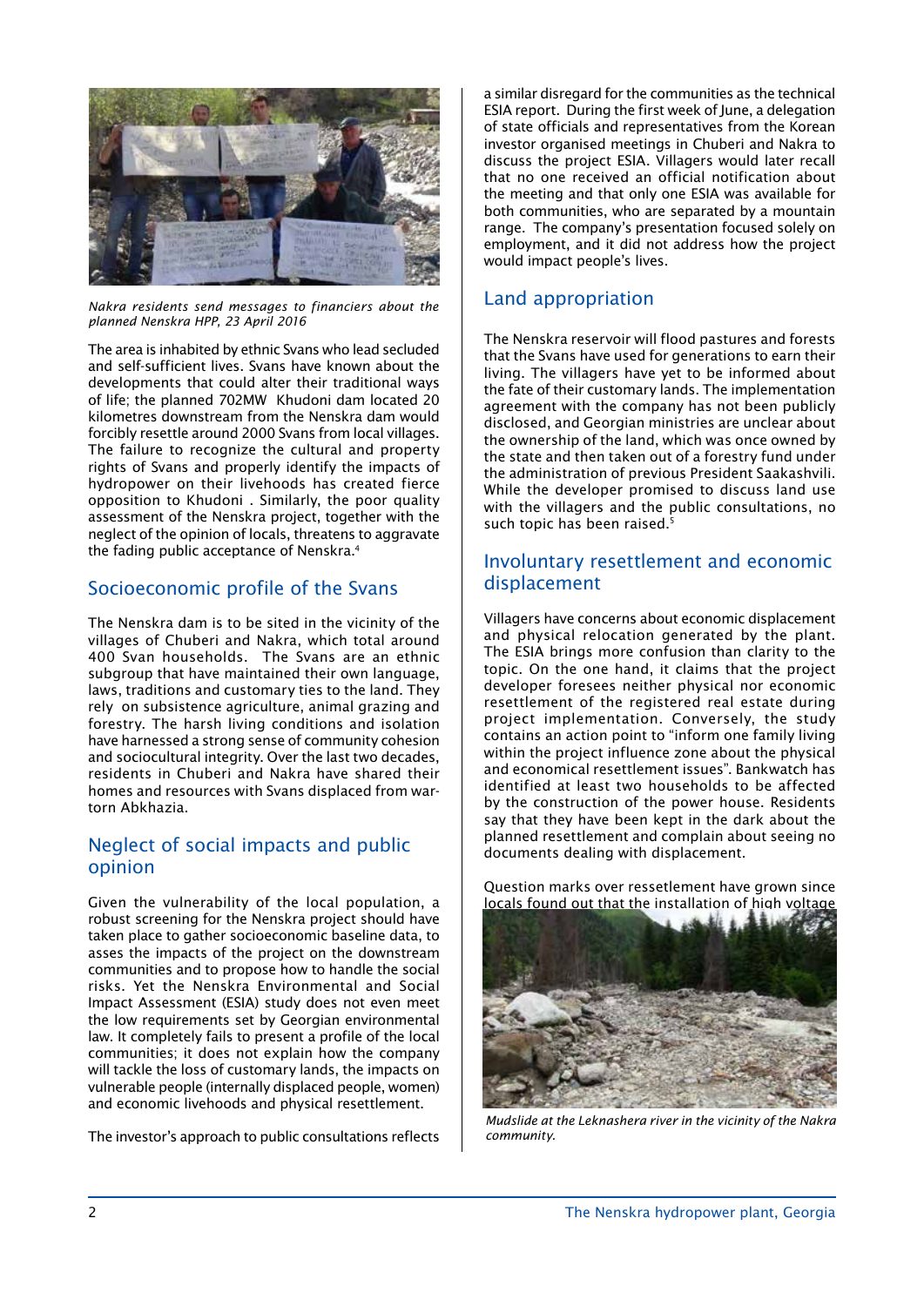*Nakra residents send messages to financiers about the planned Nenskra HPP, 23 April 2016*

The area is inhabited by ethnic Svans who lead secluded and self-sufficient lives. Svans have known about the developments that could alter their traditional ways of life; the planned 702MW Khudoni dam located 20 kilometres downstream from the Nenskra dam would forcibly resettle around 2000 Svans from local villages. The failure to recognize the cultural and property rights of Svans and properly identify the impacts of hydropower on their livehoods has created fierce opposition to Khudoni . Similarly, the poor quality assessment of the Nenskra project, together with the neglect of the opinion of locals, threatens to aggravate the fading public acceptance of Nenskra.[4]

## Socioeconomic profile of the Svans

The Nenskra dam is to be sited in the vicinity of the villages of Chuberi and Nakra, which total around 400 Svan households. The Svans are an ethnic subgroup that have maintained their own language, laws, traditions and customary ties to the land. They rely on subsistence agriculture, animal grazing and forestry. The harsh living conditions and isolation have harnessed a strong sense of community cohesion and sociocultural integrity. Over the last two decades, residents in Chuberi and Nakra have shared their homes and resources with Svans displaced from war-torn Abkhazia.

## Neglect of social impacts and public opinion

Given the vulnerability of the local population, a robust screening for the Nenskra project should have taken place to gather socioeconomic baseline data, to asses the impacts of the project on the downstream communities and to propose how to handle the social risks. Yet the Nenskra Environmental and Social Impact Assessment (ESIA) study does not even meet the low requirements set by Georgian environmental law. It completely fails to present a profile of the local communities; it does not explain how the company will tackle the loss of customary lands, the impacts on vulnerable people (internally displaced people, women) and economic livehoods and physical resettlement.

The investor's approach to public consultations reflects a similar disregard for the communities as the technical ESIA report. During the first week of June, a delegation of state officials and representatives from the Korean investor organised meetings in Chuberi and Nakra to discuss the project ESIA. Villagers would later recall that no one received an official notification about the meeting and that only one ESIA was available for both communities, who are separated by a mountain range. The company's presentation focused solely on employment, and it did not address how the project would impact people's lives.

## Land appropriation

The Nenskra reservoir will flood pastures and forests that the Svans have used for generations to earn their living. The villagers have yet to be informed about the fate of their customary lands. The implementation agreement with the company has not been publicly disclosed, and Georgian ministries are unclear about the ownership of the land, which was once owned by the state and then taken out of a forestry fund under the administration of previous President Saakashvili. While the developer promised to discuss land use with the villagers and the public consultations, no such topic has been raised.[5]

## Involuntary resettlement and economic displacement

Villagers have concerns about economic displacement and physical relocation generated by the plant. The ESIA brings more confusion than clarity to the topic. On the one hand, it claims that the project developer foresees neither physical nor economic resettlement of the registered real estate during project implementation. Conversely, the study contains an action point to "inform one family living within the project influence zone about the physical and economical resettlement issues". Bankwatch has identified at least two households to be affected by the construction of the power house. Residents say that they have been kept in the dark about the planned resettlement and complain about seeing no documents dealing with displacement.

Question marks over ressetelment have grown since locals found out that the installation of high voltage

*Mudslide at the Leknashera river in the vicinity of the Nakra community.*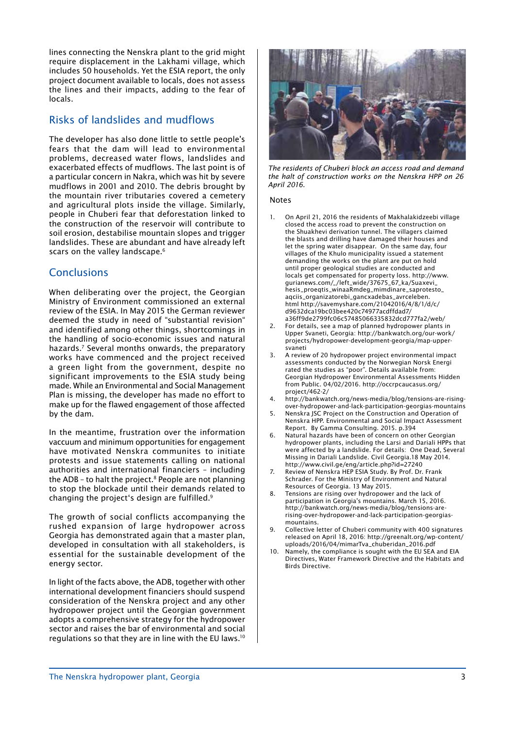lines connecting the Nenskra plant to the grid might require displacement in the Lakhami village, which includes 50 households. Yet the ESIA report, the only project document available to locals, does not assess the lines and their impacts, adding to the fear of locals.

## Risks of landslides and mudflows

The developer has also done little to settle people's fears that the dam will lead to environmental problems, decreased water flows, landslides and exacerbated effects of mudflows. The last point is of a particular concern in Nakra, which was hit by severe mudflows in 2001 and 2010. The debris brought by the mountain river tributaries covered a cemetery and agricultural plots inside the village. Similarly, people in Chuberi fear that deforestation linked to the construction of the reservoir will contribute to soil erosion, destabilise mountain slopes and trigger landslides. These are abundant and have already left scars on the valley landscape.[6]

## Conclusions

When deliberating over the project, the Georgian Ministry of Environment commissioned an external review of the ESIA. In May 2015 the German reviewer deemed the study in need of "substantial revision" and identified among other things, shortcomings in the handling of socio-economic issues and natural hazards.[7] Several months onwards, the preparatory works have commenced and the project received a green light from the government, despite no significant improvements to the ESIA study being made. While an Environmental and Social Management Plan is missing, the developer has made no effort to make up for the flawed engagement of those affected by the dam.

In the meantime, frustration over the information vaccuum and minimum opportunities for engagement have motivated Nenskra communites to initiate protests and issue statements calling on national authorities and international financiers – including the ADB – to halt the project.[8] People are not planning to stop the blockade until their demands related to changing the project's design are fulfilled.[9]

The growth of social conflicts accompanying the rushed expansion of large hydropower across Georgia has demonstrated again that a master plan, developed in consultation with all stakeholders, is essential for the sustainable development of the energy sector.

In light of the facts above, the ADB, together with other international development financiers should suspend consideration of the Nenskra project and any other hydropower project until the Georgian government adopts a comprehensive strategy for the hydropower sector and raises the bar of environmental and social regulations so that they are in line with the EU laws.[10]

*The residents of Chuberi block an access road and demand the halt of construction works on the Nenskra HPP on 26 April 2016.*

Notes

1. On April 21, 2016 the residents of Makhalakidzeebi village closed the access road to prevent the construction on the Shuakhevi derivation tunnel. The villagers claimed the blasts and drilling have damaged their houses and let the spring water disappear. On the same day, four villages of the Khulo municipality issued a statement demanding the works on the plant are put on hold until proper geological studies are conducted and locals get compensated for property loss. http://www.gurianews.com/_/left_wide/37675_67_ka/Suaxevi_hesis_proeqtis_winaaRmdeg_mimdinare_saprotesto_aqciis_organizatorebi_gancxadebas_avrceleben.html http://savemyshare.com/21042016/4/8/1/d/c/d9632dca19bc03bee420c74977acdffdad7/a36ff9de2799fc06c57485066335832dcd777fa2/web/
2. For details, see a map of planned hydropower plants in Upper Svaneti, Georgia: http://bankwatch.org/our-work/projects/hydropower-development-georgia/map-upper-svaneti
3. A review of 20 hydropower project environmental impact assessments conducted by the Norwegian Norsk Energi rated the studies as "poor". Details available from: Georgian Hydropower Environmental Assessments Hidden from Public. 04/02/2016. http://occrpcaucasus.org/project/462-2/
4. http://bankwatch.org/news-media/blog/tensions-are-rising-over-hydropower-and-lack-participation-georgias-mountains
5. Nenskra JSC Project on the Construction and Operation of Nenskra HPP. Environmental and Social Impact Assessment Report. By Gamma Consulting. 2015. p.394
6. Natural hazards have been of concern on other Georgian hydropower plants, including the Larsi and Dariali HPPs that were affected by a landslide. For details: One Dead, Several Missing in Dariali Landslide. Civil Georgia.18 May 2014. http://www.civil.ge/eng/article.php?id=27240
7. Review of Nenskra HEP ESIA Study. By Prof. Dr. Frank Schrader. For the Ministry of Environment and Natural Resources of Georgia. 13 May 2015.
8. Tensions are rising over hydropower and the lack of participation in Georgia's mountains. March 15, 2016. http://bankwatch.org/news-media/blog/tensions-are-rising-over-hydropower-and-lack-participation-georgias-mountains.
9. Collective letter of Chuberi community with 400 signatures released on April 18, 2016: http://greenalt.org/wp-content/uploads/2016/04/mimarTva_chuberidan_2016.pdf
10. Namely, the compliance is sought with the EU SEA and EIA Directives, Water Framework Directive and the Habitats and Birds Directive.